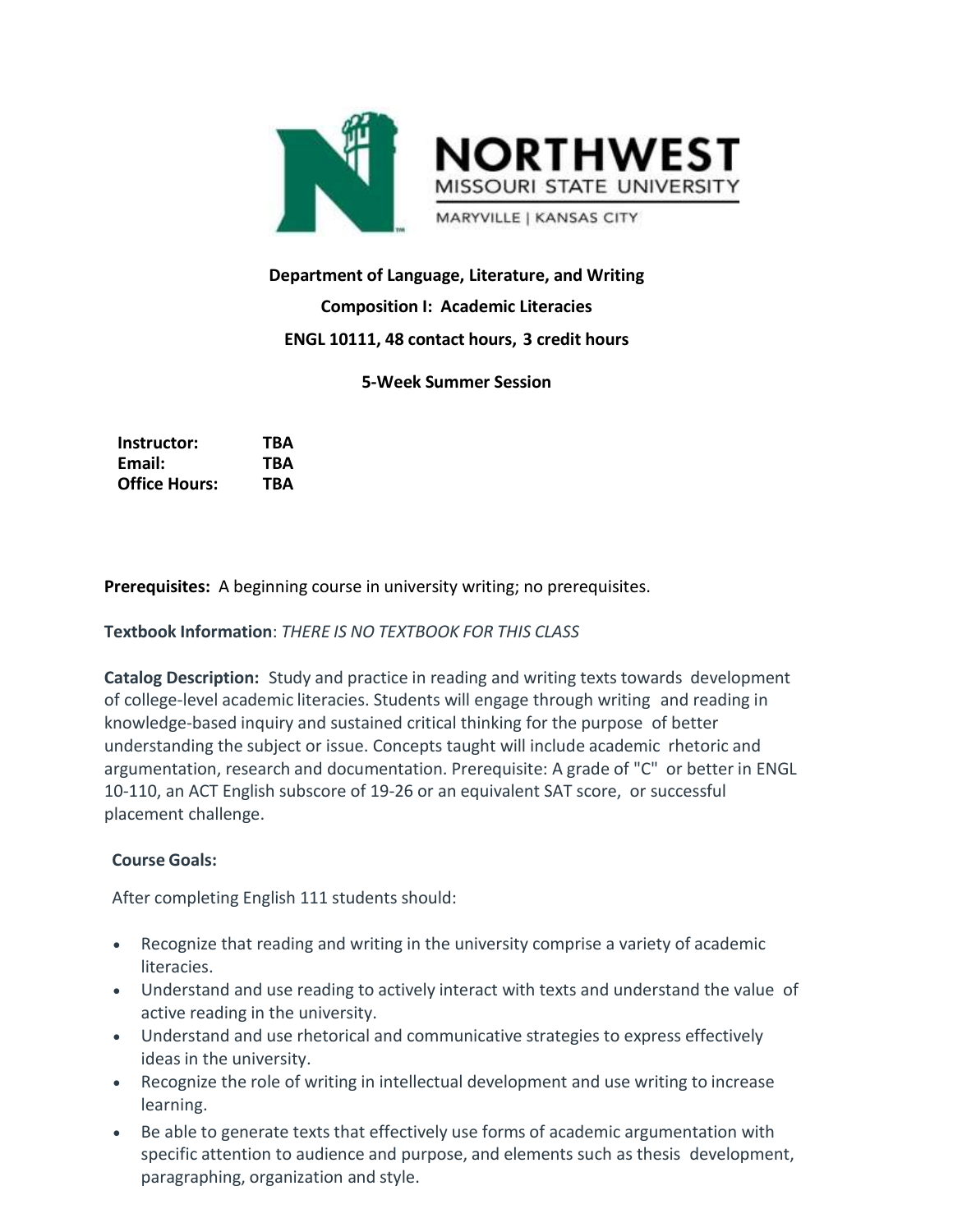NORTHWEST
MISSOURI STATE UNIVERSITY
MARYVILLE | KANSAS CITY

**Department of Language, Literature, and Writing**

**Composition I: Academic Literacies**

**ENGL 10111, 48 contact hours, 3 credit hours**

**5-Week Summer Session**

| | |
|---|---|
| **Instructor:** | **TBA** |
| **Email:** | **TBA** |
| **Office Hours:** | **TBA** |

**Prerequisites:** A beginning course in university writing; no prerequisites.

**Textbook Information**: *THERE IS NO TEXTBOOK FOR THIS CLASS*

**Catalog Description:** Study and practice in reading and writing texts towards development of college-level academic literacies. Students will engage through writing and reading in knowledge-based inquiry and sustained critical thinking for the purpose of better understanding the subject or issue. Concepts taught will include academic rhetoric and argumentation, research and documentation. Prerequisite: A grade of "C" or better in ENGL 10-110, an ACT English subscore of 19-26 or an equivalent SAT score, or successful placement challenge.

**Course Goals:**

After completing English 111 students should:

- Recognize that reading and writing in the university comprise a variety of academic literacies.
- Understand and use reading to actively interact with texts and understand the value of active reading in the university.
- Understand and use rhetorical and communicative strategies to express effectively ideas in the university.
- Recognize the role of writing in intellectual development and use writing to increase learning.
- Be able to generate texts that effectively use forms of academic argumentation with specific attention to audience and purpose, and elements such as thesis development, paragraphing, organization and style.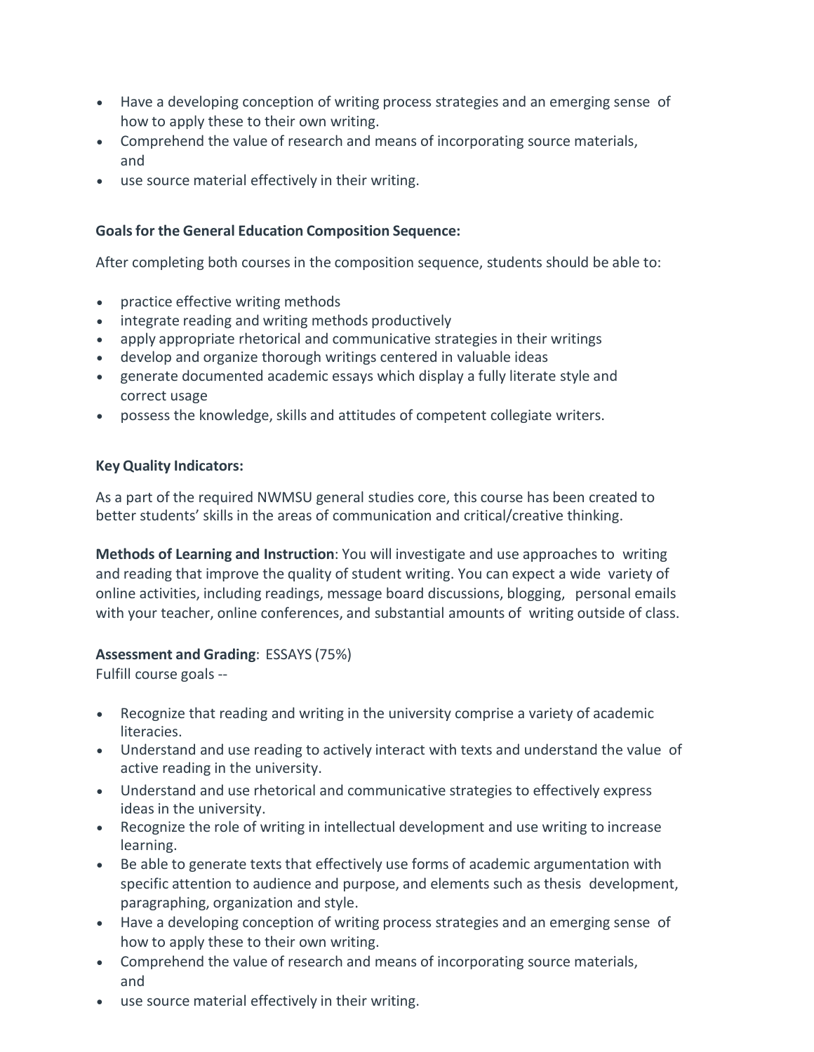- Have a developing conception of writing process strategies and an emerging sense of how to apply these to their own writing.
- Comprehend the value of research and means of incorporating source materials, and
- use source material effectively in their writing.

**Goals for the General Education Composition Sequence:**

After completing both courses in the composition sequence, students should be able to:

- practice effective writing methods
- integrate reading and writing methods productively
- apply appropriate rhetorical and communicative strategies in their writings
- develop and organize thorough writings centered in valuable ideas
- generate documented academic essays which display a fully literate style and correct usage
- possess the knowledge, skills and attitudes of competent collegiate writers.

**Key Quality Indicators:**

As a part of the required NWMSU general studies core, this course has been created to better students' skills in the areas of communication and critical/creative thinking.

**Methods of Learning and Instruction**: You will investigate and use approaches to writing and reading that improve the quality of student writing. You can expect a wide variety of online activities, including readings, message board discussions, blogging, personal emails with your teacher, online conferences, and substantial amounts of writing outside of class.

**Assessment and Grading**: ESSAYS (75%)
Fulfill course goals --

- Recognize that reading and writing in the university comprise a variety of academic literacies.
- Understand and use reading to actively interact with texts and understand the value of active reading in the university.
- Understand and use rhetorical and communicative strategies to effectively express ideas in the university.
- Recognize the role of writing in intellectual development and use writing to increase learning.
- Be able to generate texts that effectively use forms of academic argumentation with specific attention to audience and purpose, and elements such as thesis development, paragraphing, organization and style.
- Have a developing conception of writing process strategies and an emerging sense of how to apply these to their own writing.
- Comprehend the value of research and means of incorporating source materials, and
- use source material effectively in their writing.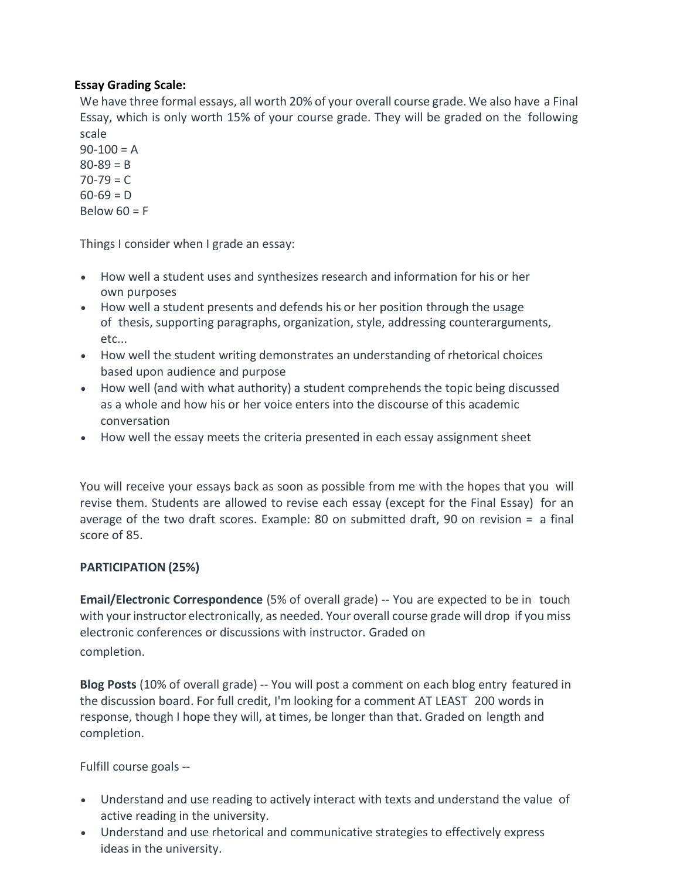**Essay Grading Scale:**

We have three formal essays, all worth 20% of your overall course grade. We also have a Final Essay, which is only worth 15% of your course grade. They will be graded on the following scale

90-100 = A
80-89 = B
70-79 = C
60-69 = D
Below 60 = F

Things I consider when I grade an essay:

- How well a student uses and synthesizes research and information for his or her own purposes
- How well a student presents and defends his or her position through the usage of thesis, supporting paragraphs, organization, style, addressing counterarguments, etc...
- How well the student writing demonstrates an understanding of rhetorical choices based upon audience and purpose
- How well (and with what authority) a student comprehends the topic being discussed as a whole and how his or her voice enters into the discourse of this academic conversation
- How well the essay meets the criteria presented in each essay assignment sheet

You will receive your essays back as soon as possible from me with the hopes that you will revise them. Students are allowed to revise each essay (except for the Final Essay) for an average of the two draft scores. Example: 80 on submitted draft, 90 on revision = a final score of 85.

**PARTICIPATION (25%)**

**Email/Electronic Correspondence** (5% of overall grade) -- You are expected to be in touch with your instructor electronically, as needed. Your overall course grade will drop if you miss electronic conferences or discussions with instructor. Graded on completion.

**Blog Posts** (10% of overall grade) -- You will post a comment on each blog entry featured in the discussion board. For full credit, I'm looking for a comment AT LEAST 200 words in response, though I hope they will, at times, be longer than that. Graded on length and completion.

Fulfill course goals --

- Understand and use reading to actively interact with texts and understand the value of active reading in the university.
- Understand and use rhetorical and communicative strategies to effectively express ideas in the university.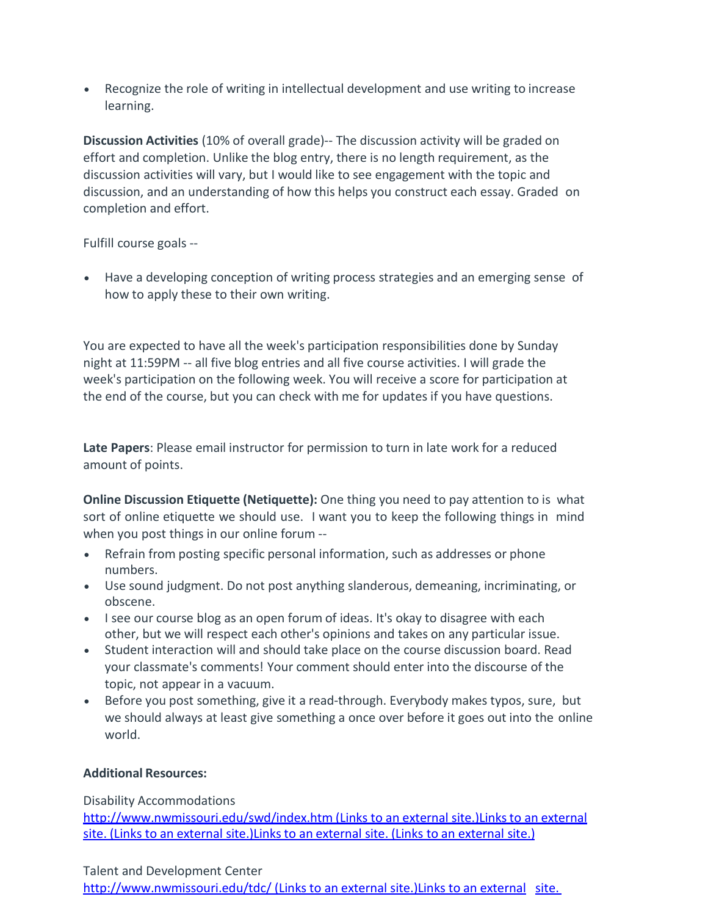- Recognize the role of writing in intellectual development and use writing to increase learning.

**Discussion Activities** (10% of overall grade)-- The discussion activity will be graded on effort and completion. Unlike the blog entry, there is no length requirement, as the discussion activities will vary, but I would like to see engagement with the topic and discussion, and an understanding of how this helps you construct each essay. Graded on completion and effort.

Fulfill course goals --

- Have a developing conception of writing process strategies and an emerging sense of how to apply these to their own writing.

You are expected to have all the week's participation responsibilities done by Sunday night at 11:59PM -- all five blog entries and all five course activities. I will grade the week's participation on the following week. You will receive a score for participation at the end of the course, but you can check with me for updates if you have questions.

**Late Papers**: Please email instructor for permission to turn in late work for a reduced amount of points.

**Online Discussion Etiquette (Netiquette):** One thing you need to pay attention to is what sort of online etiquette we should use. I want you to keep the following things in mind when you post things in our online forum --

- Refrain from posting specific personal information, such as addresses or phone numbers.
- Use sound judgment. Do not post anything slanderous, demeaning, incriminating, or obscene.
- I see our course blog as an open forum of ideas. It's okay to disagree with each other, but we will respect each other's opinions and takes on any particular issue.
- Student interaction will and should take place on the course discussion board. Read your classmate's comments! Your comment should enter into the discourse of the topic, not appear in a vacuum.
- Before you post something, give it a read-through. Everybody makes typos, sure, but we should always at least give something a once over before it goes out into the online world.

**Additional Resources:**

Disability Accommodations
http://www.nwmissouri.edu/swd/index.htm (Links to an external site.)Links to an external site. (Links to an external site.)Links to an external site. (Links to an external site.)

Talent and Development Center
http://www.nwmissouri.edu/tdc/ (Links to an external site.)Links to an external site.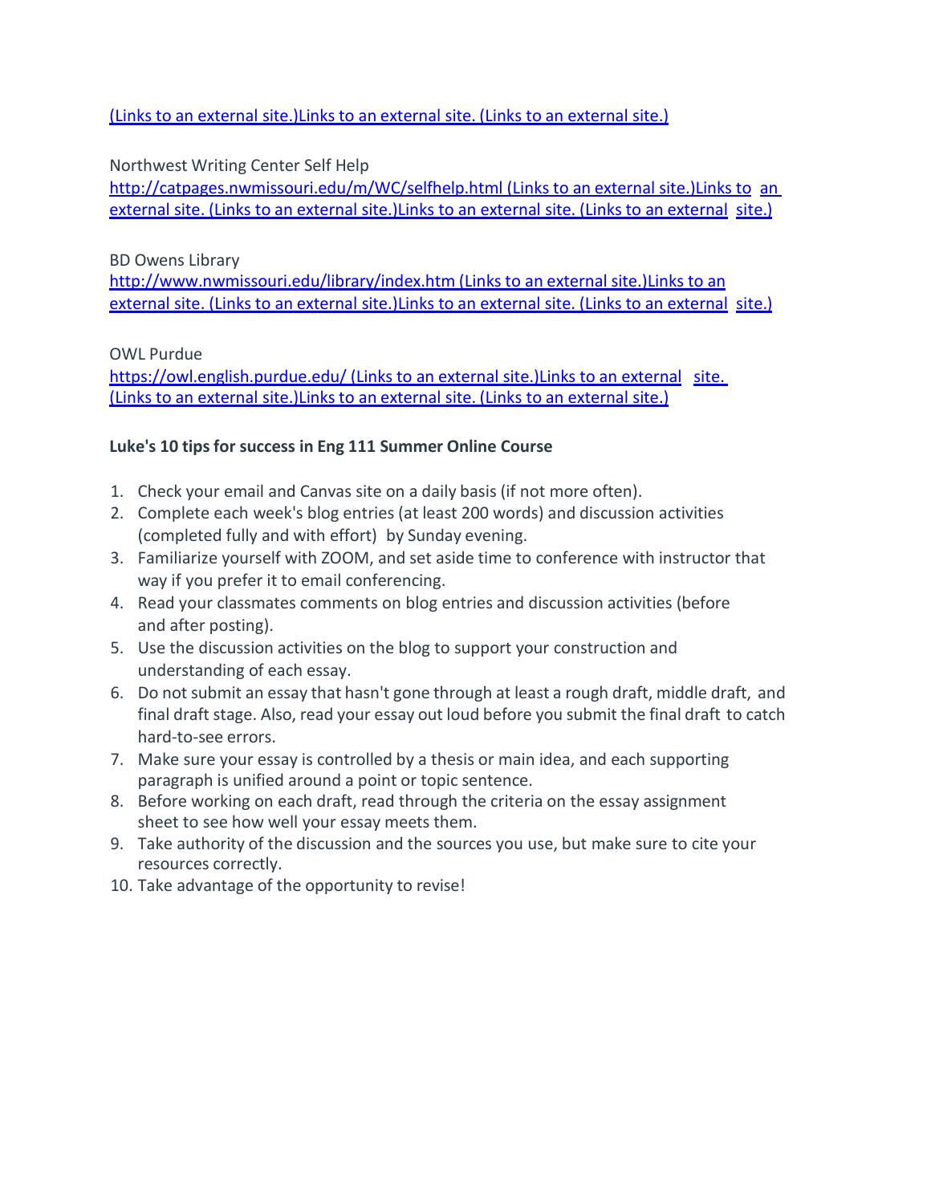(Links to an external site.)Links to an external site. (Links to an external site.)

Northwest Writing Center Self Help
http://catpages.nwmissouri.edu/m/WC/selfhelp.html (Links to an external site.)Links to an external site. (Links to an external site.)Links to an external site. (Links to an external site.)

BD Owens Library
http://www.nwmissouri.edu/library/index.htm (Links to an external site.)Links to an external site. (Links to an external site.)Links to an external site. (Links to an external site.)

OWL Purdue
https://owl.english.purdue.edu/ (Links to an external site.)Links to an external site. (Links to an external site.)Links to an external site. (Links to an external site.)

**Luke's 10 tips for success in Eng 111 Summer Online Course**

1. Check your email and Canvas site on a daily basis (if not more often).
2. Complete each week's blog entries (at least 200 words) and discussion activities (completed fully and with effort) by Sunday evening.
3. Familiarize yourself with ZOOM, and set aside time to conference with instructor that way if you prefer it to email conferencing.
4. Read your classmates comments on blog entries and discussion activities (before and after posting).
5. Use the discussion activities on the blog to support your construction and understanding of each essay.
6. Do not submit an essay that hasn't gone through at least a rough draft, middle draft, and final draft stage. Also, read your essay out loud before you submit the final draft to catch hard-to-see errors.
7. Make sure your essay is controlled by a thesis or main idea, and each supporting paragraph is unified around a point or topic sentence.
8. Before working on each draft, read through the criteria on the essay assignment sheet to see how well your essay meets them.
9. Take authority of the discussion and the sources you use, but make sure to cite your resources correctly.
10. Take advantage of the opportunity to revise!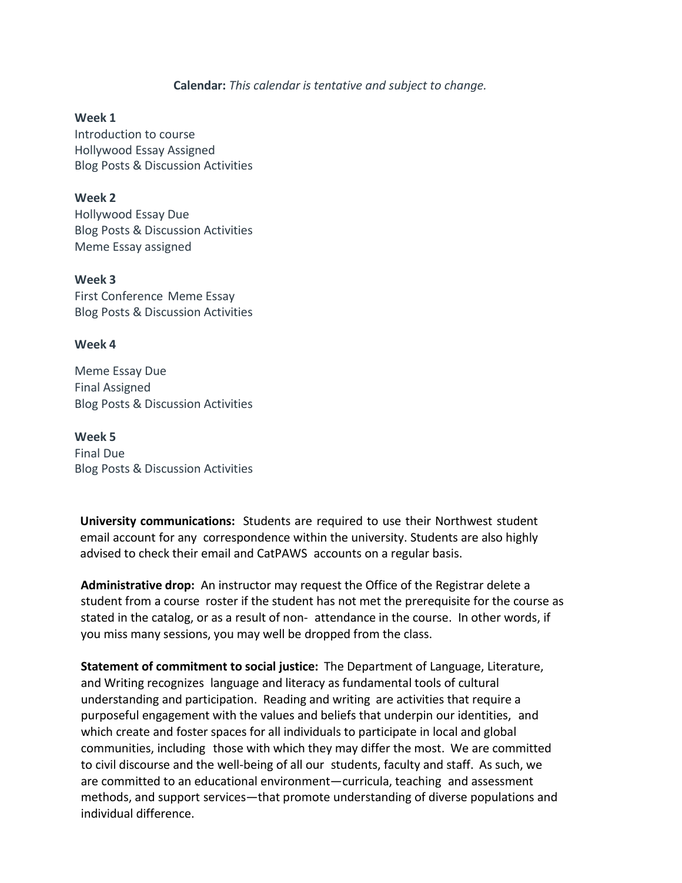**Calendar:** *This calendar is tentative and subject to change.*

**Week 1**
Introduction to course
Hollywood Essay Assigned
Blog Posts & Discussion Activities

**Week 2**
Hollywood Essay Due
Blog Posts & Discussion Activities
Meme Essay assigned

**Week 3**
First Conference Meme Essay
Blog Posts & Discussion Activities

**Week 4**

Meme Essay Due
Final Assigned
Blog Posts & Discussion Activities

**Week 5**
Final Due
Blog Posts & Discussion Activities

**University communications:** Students are required to use their Northwest student email account for any correspondence within the university. Students are also highly advised to check their email and CatPAWS accounts on a regular basis.

**Administrative drop:** An instructor may request the Office of the Registrar delete a student from a course roster if the student has not met the prerequisite for the course as stated in the catalog, or as a result of non- attendance in the course. In other words, if you miss many sessions, you may well be dropped from the class.

**Statement of commitment to social justice:** The Department of Language, Literature, and Writing recognizes language and literacy as fundamental tools of cultural understanding and participation. Reading and writing are activities that require a purposeful engagement with the values and beliefs that underpin our identities, and which create and foster spaces for all individuals to participate in local and global communities, including those with which they may differ the most. We are committed to civil discourse and the well-being of all our students, faculty and staff. As such, we are committed to an educational environment—curricula, teaching and assessment methods, and support services—that promote understanding of diverse populations and individual difference.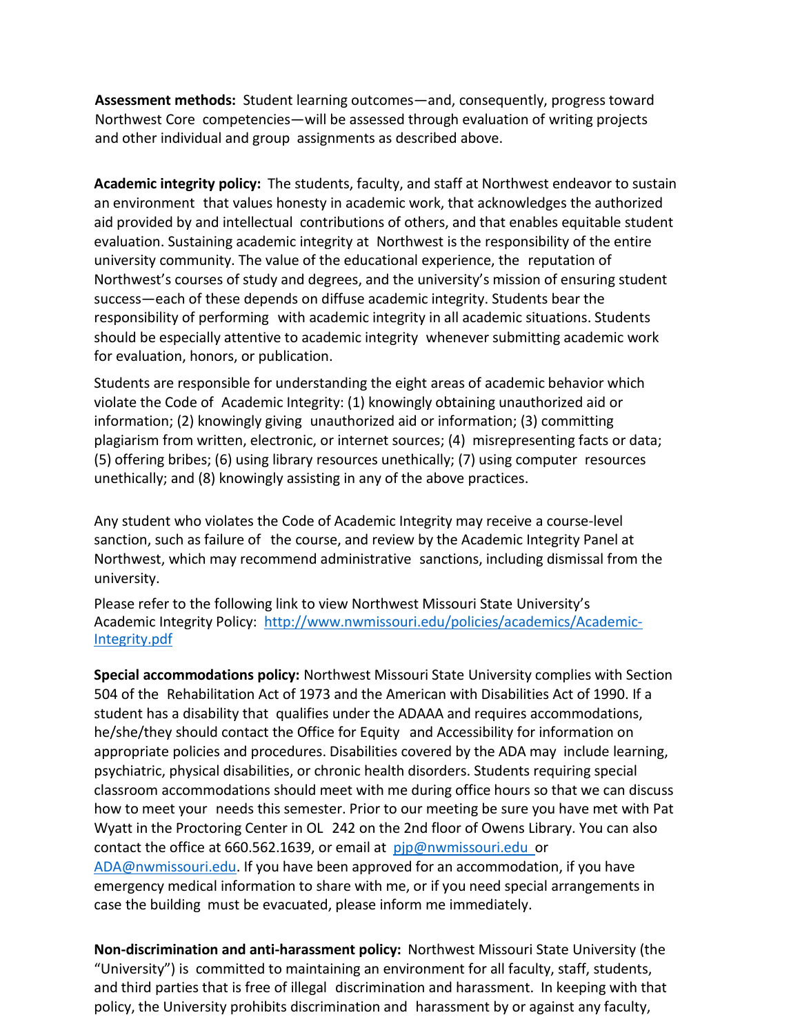**Assessment methods:** Student learning outcomes—and, consequently, progress toward Northwest Core competencies—will be assessed through evaluation of writing projects and other individual and group assignments as described above.

**Academic integrity policy:** The students, faculty, and staff at Northwest endeavor to sustain an environment that values honesty in academic work, that acknowledges the authorized aid provided by and intellectual contributions of others, and that enables equitable student evaluation. Sustaining academic integrity at Northwest is the responsibility of the entire university community. The value of the educational experience, the reputation of Northwest's courses of study and degrees, and the university's mission of ensuring student success—each of these depends on diffuse academic integrity. Students bear the responsibility of performing with academic integrity in all academic situations. Students should be especially attentive to academic integrity whenever submitting academic work for evaluation, honors, or publication.

Students are responsible for understanding the eight areas of academic behavior which violate the Code of Academic Integrity: (1) knowingly obtaining unauthorized aid or information; (2) knowingly giving unauthorized aid or information; (3) committing plagiarism from written, electronic, or internet sources; (4) misrepresenting facts or data; (5) offering bribes; (6) using library resources unethically; (7) using computer resources unethically; and (8) knowingly assisting in any of the above practices.

Any student who violates the Code of Academic Integrity may receive a course-level sanction, such as failure of the course, and review by the Academic Integrity Panel at Northwest, which may recommend administrative sanctions, including dismissal from the university.

Please refer to the following link to view Northwest Missouri State University's Academic Integrity Policy: [http://www.nwmissouri.edu/policies/academics/Academic-Integrity.pdf](http://www.nwmissouri.edu/policies/academics/Academic-Integrity.pdf)

**Special accommodations policy:** Northwest Missouri State University complies with Section 504 of the Rehabilitation Act of 1973 and the American with Disabilities Act of 1990. If a student has a disability that qualifies under the ADAAA and requires accommodations, he/she/they should contact the Office for Equity and Accessibility for information on appropriate policies and procedures. Disabilities covered by the ADA may include learning, psychiatric, physical disabilities, or chronic health disorders. Students requiring special classroom accommodations should meet with me during office hours so that we can discuss how to meet your needs this semester. Prior to our meeting be sure you have met with Pat Wyatt in the Proctoring Center in OL 242 on the 2nd floor of Owens Library. You can also contact the office at 660.562.1639, or email at [pjp@nwmissouri.edu](mailto:pjp@nwmissouri.edu) or [ADA@nwmissouri.edu](mailto:ADA@nwmissouri.edu). If you have been approved for an accommodation, if you have emergency medical information to share with me, or if you need special arrangements in case the building must be evacuated, please inform me immediately.

**Non-discrimination and anti-harassment policy:** Northwest Missouri State University (the "University") is committed to maintaining an environment for all faculty, staff, students, and third parties that is free of illegal discrimination and harassment. In keeping with that policy, the University prohibits discrimination and harassment by or against any faculty,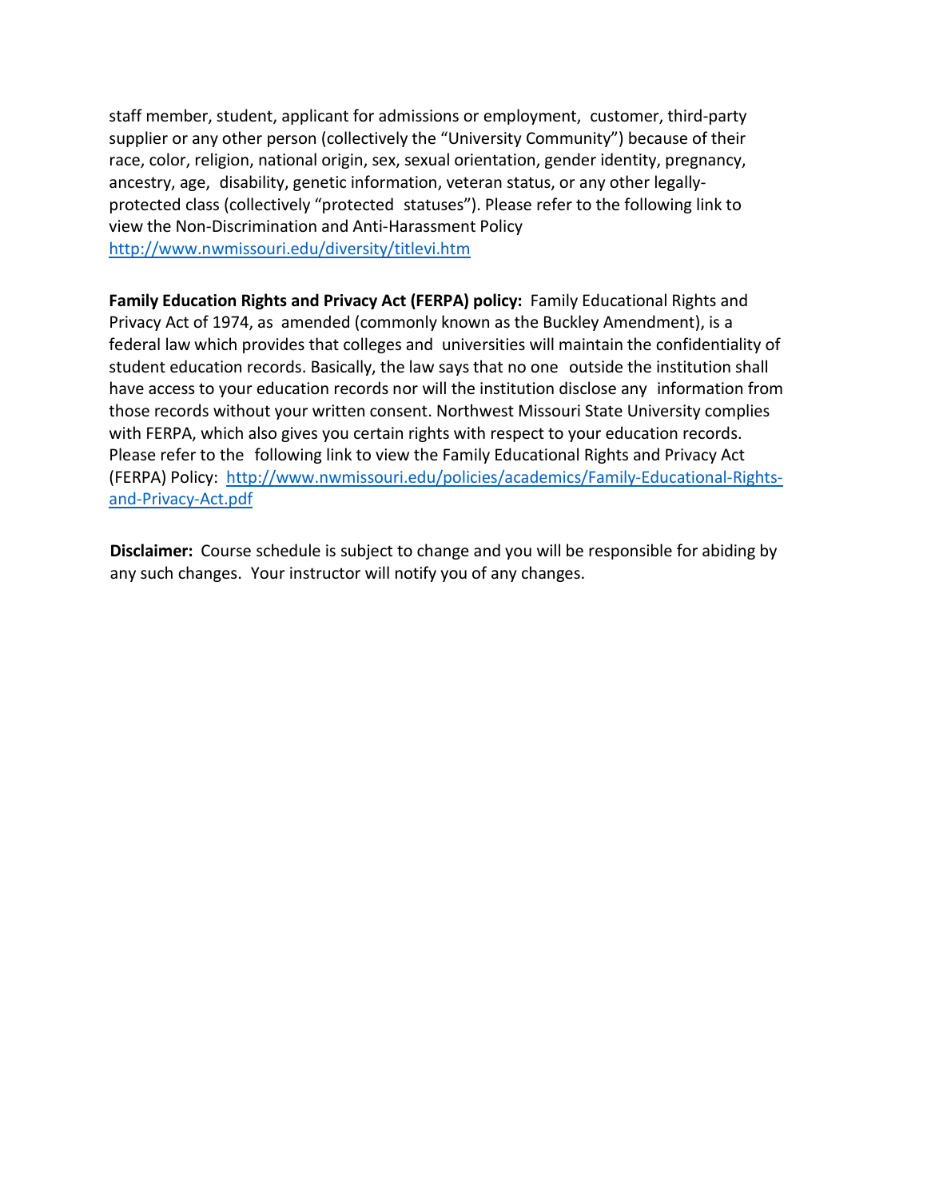staff member, student, applicant for admissions or employment, customer, third-party supplier or any other person (collectively the "University Community") because of their race, color, religion, national origin, sex, sexual orientation, gender identity, pregnancy, ancestry, age, disability, genetic information, veteran status, or any other legally-protected class (collectively "protected statuses"). Please refer to the following link to view the Non-Discrimination and Anti-Harassment Policy http://www.nwmissouri.edu/diversity/titlevi.htm

**Family Education Rights and Privacy Act (FERPA) policy:** Family Educational Rights and Privacy Act of 1974, as amended (commonly known as the Buckley Amendment), is a federal law which provides that colleges and universities will maintain the confidentiality of student education records. Basically, the law says that no one outside the institution shall have access to your education records nor will the institution disclose any information from those records without your written consent. Northwest Missouri State University complies with FERPA, which also gives you certain rights with respect to your education records. Please refer to the following link to view the Family Educational Rights and Privacy Act (FERPA) Policy: http://www.nwmissouri.edu/policies/academics/Family-Educational-Rights-and-Privacy-Act.pdf

**Disclaimer:** Course schedule is subject to change and you will be responsible for abiding by any such changes. Your instructor will notify you of any changes.